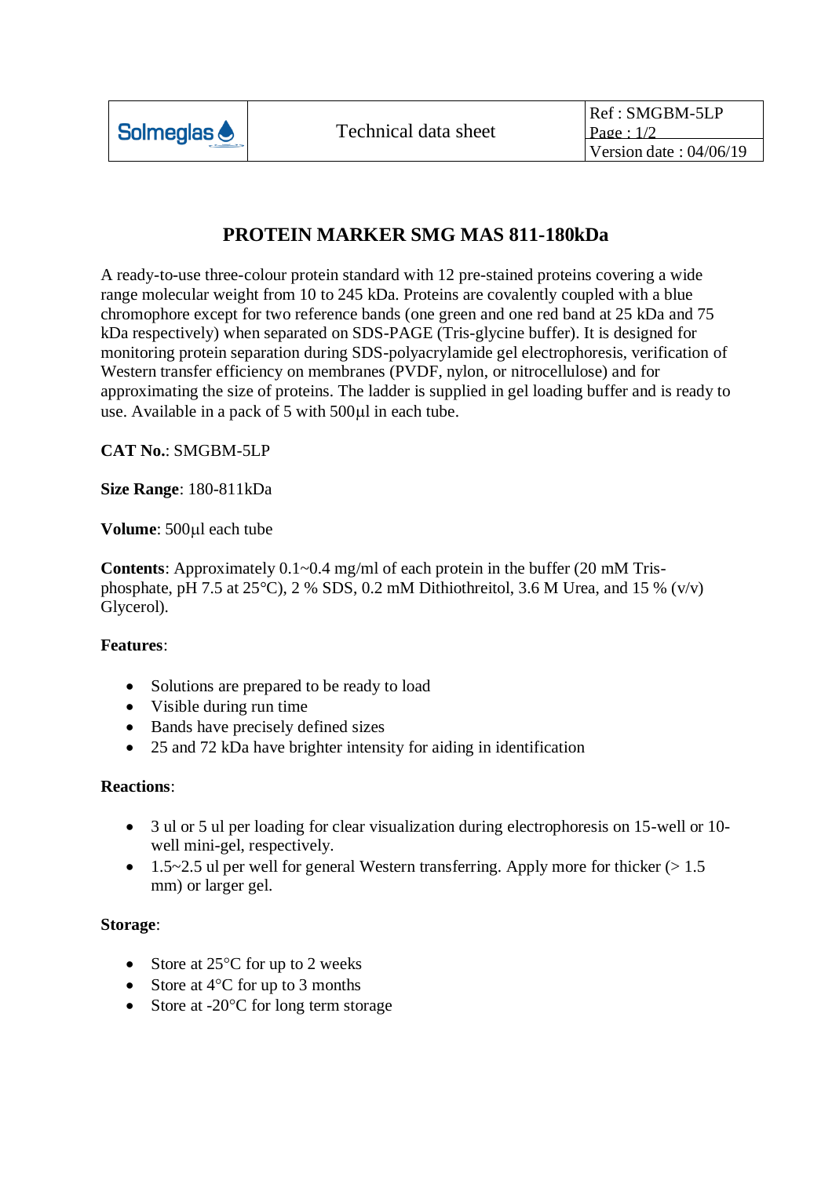| Solmeglas | Technical data sheet | Ref : SMGBM-5LP<br>Page : 1/2<br>Version date : 04/06/19 |
|---|---|---|

# PROTEIN MARKER SMG MAS 811-180kDa

A ready-to-use three-colour protein standard with 12 pre-stained proteins covering a wide range molecular weight from 10 to 245 kDa. Proteins are covalently coupled with a blue chromophore except for two reference bands (one green and one red band at 25 kDa and 75 kDa respectively) when separated on SDS-PAGE (Tris-glycine buffer). It is designed for monitoring protein separation during SDS-polyacrylamide gel electrophoresis, verification of Western transfer efficiency on membranes (PVDF, nylon, or nitrocellulose) and for approximating the size of proteins. The ladder is supplied in gel loading buffer and is ready to use. Available in a pack of 5 with 500µl in each tube.

**CAT No.**: SMGBM-5LP

**Size Range**: 180-811kDa

**Volume**: 500µl each tube

**Contents**: Approximately 0.1~0.4 mg/ml of each protein in the buffer (20 mM Tris-phosphate, pH 7.5 at 25°C), 2 % SDS, 0.2 mM Dithiothreitol, 3.6 M Urea, and 15 % (v/v) Glycerol).

**Features**:

- Solutions are prepared to be ready to load
- Visible during run time
- Bands have precisely defined sizes
- 25 and 72 kDa have brighter intensity for aiding in identification

**Reactions**:

- 3 ul or 5 ul per loading for clear visualization during electrophoresis on 15-well or 10-well mini-gel, respectively.
- 1.5~2.5 ul per well for general Western transferring. Apply more for thicker (> 1.5 mm) or larger gel.

**Storage**:

- Store at 25°C for up to 2 weeks
- Store at 4°C for up to 3 months
- Store at -20°C for long term storage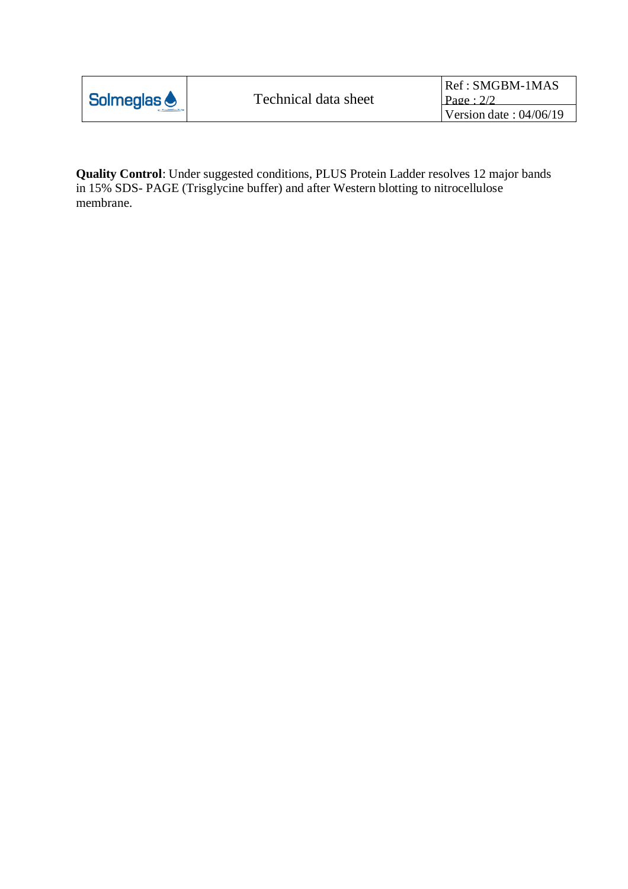**Quality Control**: Under suggested conditions, PLUS Protein Ladder resolves 12 major bands in 15% SDS- PAGE (Trisglycine buffer) and after Western blotting to nitrocellulose membrane.